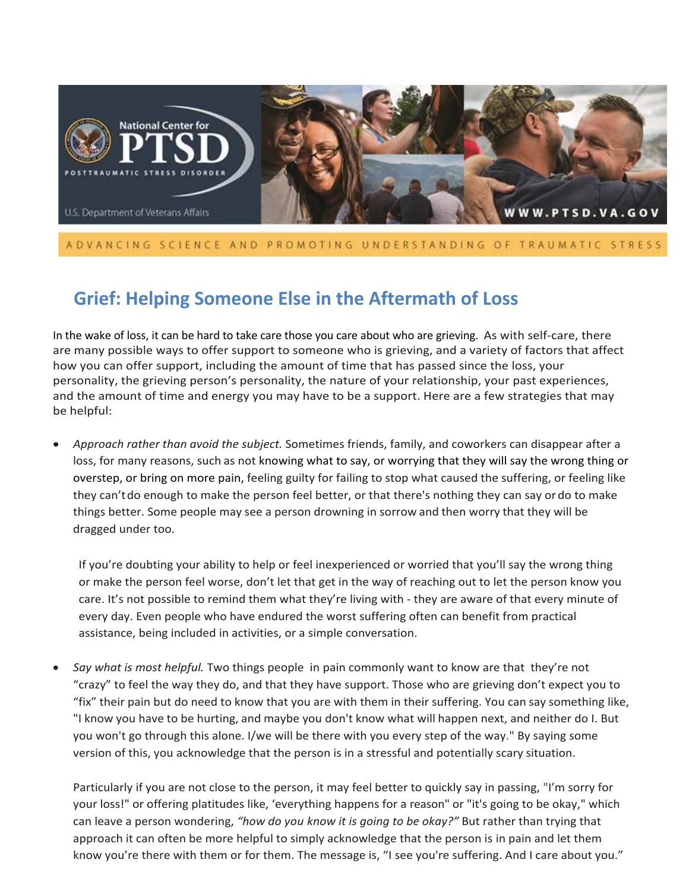National Center for PTSD

POSTTRAUMATIC STRESS DISORDER

U.S. Department of Veterans Affairs

WWW.PTSD.VA.GOV

ADVANCING SCIENCE AND PROMOTING UNDERSTANDING OF TRAUMATIC STRESS

# Grief: Helping Someone Else in the Aftermath of Loss

In the wake of loss, it can be hard to take care those you care about who are grieving. As with self-care, there are many possible ways to offer support to someone who is grieving, and a variety of factors that affect how you can offer support, including the amount of time that has passed since the loss, your personality, the grieving person's personality, the nature of your relationship, your past experiences, and the amount of time and energy you may have to be a support. Here are a few strategies that may be helpful:

- *Approach rather than avoid the subject.* Sometimes friends, family, and coworkers can disappear after a loss, for many reasons, such as not knowing what to say, or worrying that they will say the wrong thing or overstep, or bring on more pain, feeling guilty for failing to stop what caused the suffering, or feeling like they can't do enough to make the person feel better, or that there's nothing they can say or do to make things better. Some people may see a person drowning in sorrow and then worry that they will be dragged under too.

  If you're doubting your ability to help or feel inexperienced or worried that you'll say the wrong thing or make the person feel worse, don't let that get in the way of reaching out to let the person know you care. It's not possible to remind them what they're living with - they are aware of that every minute of every day. Even people who have endured the worst suffering often can benefit from practical assistance, being included in activities, or a simple conversation.

- *Say what is most helpful.* Two things people in pain commonly want to know are that they're not "crazy" to feel the way they do, and that they have support. Those who are grieving don't expect you to "fix" their pain but do need to know that you are with them in their suffering. You can say something like, "I know you have to be hurting, and maybe you don't know what will happen next, and neither do I. But you won't go through this alone. I/we will be there with you every step of the way." By saying some version of this, you acknowledge that the person is in a stressful and potentially scary situation.

  Particularly if you are not close to the person, it may feel better to quickly say in passing, "I'm sorry for your loss!" or offering platitudes like, 'everything happens for a reason" or "it's going to be okay," which can leave a person wondering, *"how do you know it is going to be okay?"* But rather than trying that approach it can often be more helpful to simply acknowledge that the person is in pain and let them know you're there with them or for them. The message is, "I see you're suffering. And I care about you."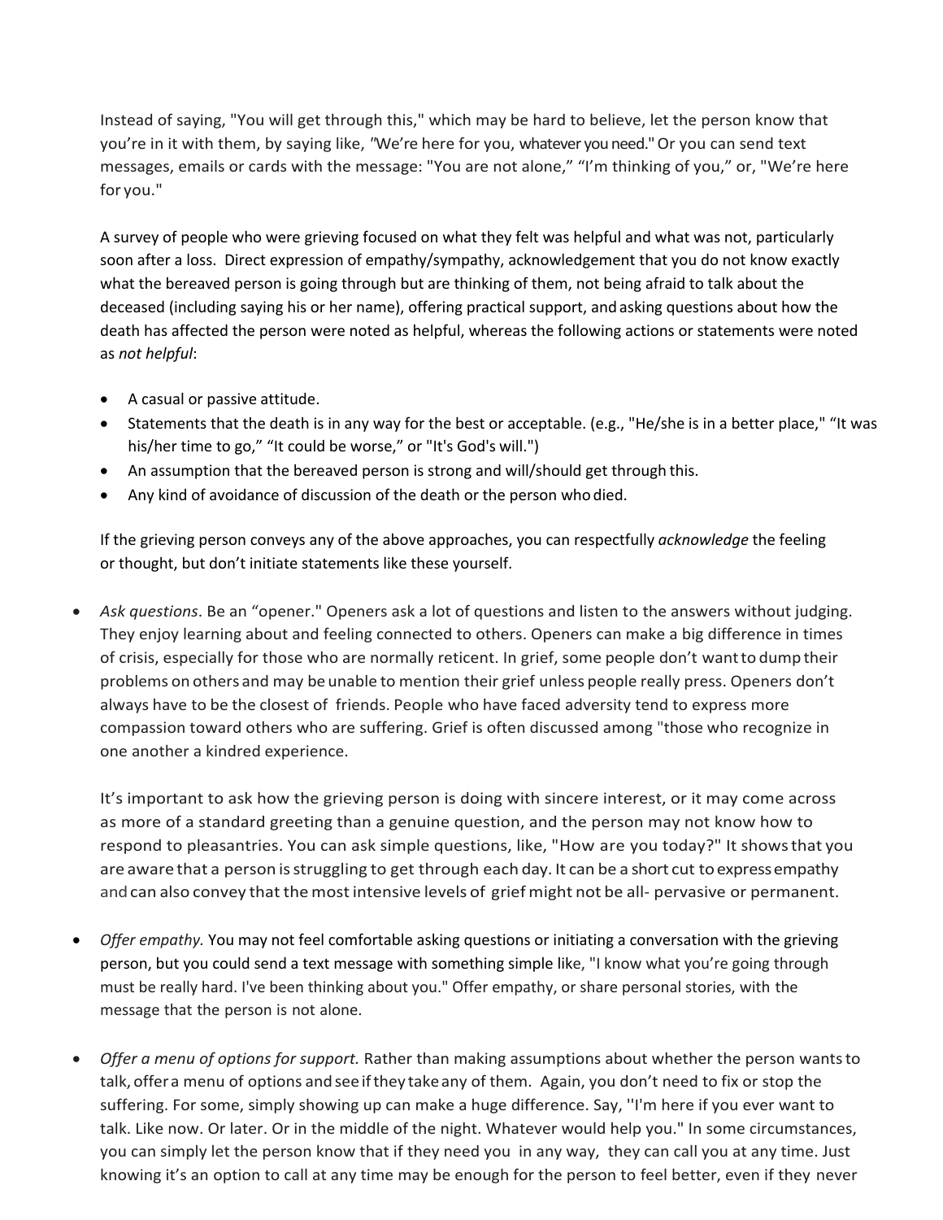Instead of saying, "You will get through this," which may be hard to believe, let the person know that you're in it with them, by saying like, "We're here for you, whatever you need." Or you can send text messages, emails or cards with the message: "You are not alone," "I'm thinking of you," or, "We're here for you."

A survey of people who were grieving focused on what they felt was helpful and what was not, particularly soon after a loss. Direct expression of empathy/sympathy, acknowledgement that you do not know exactly what the bereaved person is going through but are thinking of them, not being afraid to talk about the deceased (including saying his or her name), offering practical support, and asking questions about how the death has affected the person were noted as helpful, whereas the following actions or statements were noted as *not helpful*:

- A casual or passive attitude.
- Statements that the death is in any way for the best or acceptable. (e.g., "He/she is in a better place," "It was his/her time to go," "It could be worse," or "It's God's will.")
- An assumption that the bereaved person is strong and will/should get through this.
- Any kind of avoidance of discussion of the death or the person who died.

If the grieving person conveys any of the above approaches, you can respectfully *acknowledge* the feeling or thought, but don't initiate statements like these yourself.

- *Ask questions*. Be an "opener." Openers ask a lot of questions and listen to the answers without judging. They enjoy learning about and feeling connected to others. Openers can make a big difference in times of crisis, especially for those who are normally reticent. In grief, some people don't want to dump their problems on others and may be unable to mention their grief unless people really press. Openers don't always have to be the closest of friends. People who have faced adversity tend to express more compassion toward others who are suffering. Grief is often discussed among "those who recognize in one another a kindred experience.

  It's important to ask how the grieving person is doing with sincere interest, or it may come across as more of a standard greeting than a genuine question, and the person may not know how to respond to pleasantries. You can ask simple questions, like, "How are you today?" It shows that you are aware that a person is struggling to get through each day. It can be a short cut to express empathy and can also convey that the most intensive levels of grief might not be all- pervasive or permanent.

- *Offer empathy.* You may not feel comfortable asking questions or initiating a conversation with the grieving person, but you could send a text message with something simple like, "I know what you're going through must be really hard. I've been thinking about you." Offer empathy, or share personal stories, with the message that the person is not alone.

- *Offer a menu of options for support.* Rather than making assumptions about whether the person wants to talk, offer a menu of options and see if they take any of them. Again, you don't need to fix or stop the suffering. For some, simply showing up can make a huge difference. Say, ''I'm here if you ever want to talk. Like now. Or later. Or in the middle of the night. Whatever would help you." In some circumstances, you can simply let the person know that if they need you in any way, they can call you at any time. Just knowing it's an option to call at any time may be enough for the person to feel better, even if they never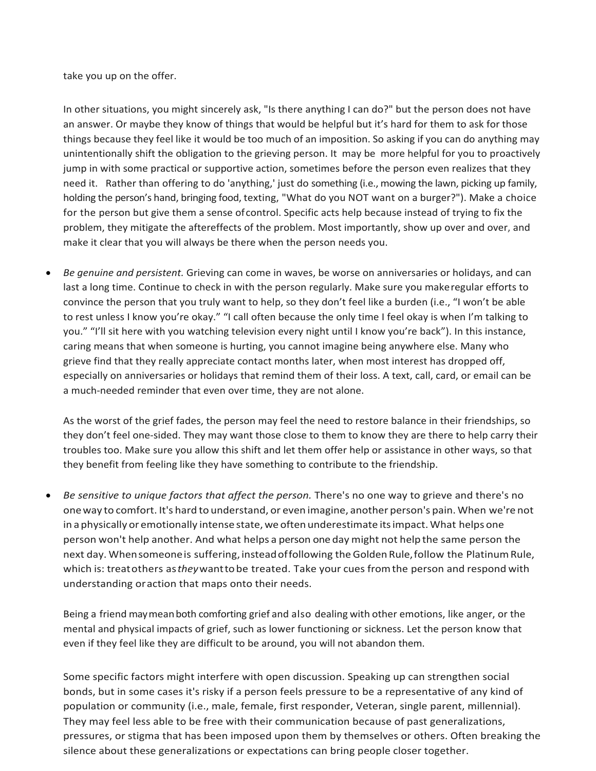take you up on the offer.

In other situations, you might sincerely ask, "Is there anything I can do?" but the person does not have an answer. Or maybe they know of things that would be helpful but it's hard for them to ask for those things because they feel like it would be too much of an imposition. So asking if you can do anything may unintentionally shift the obligation to the grieving person. It may be more helpful for you to proactively jump in with some practical or supportive action, sometimes before the person even realizes that they need it. Rather than offering to do 'anything,' just do something (i.e., mowing the lawn, picking up family, holding the person's hand, bringing food, texting, "What do you NOT want on a burger?"). Make a choice for the person but give them a sense of control. Specific acts help because instead of trying to fix the problem, they mitigate the aftereffects of the problem. Most importantly, show up over and over, and make it clear that you will always be there when the person needs you.

- *Be genuine and persistent.* Grieving can come in waves, be worse on anniversaries or holidays, and can last a long time. Continue to check in with the person regularly. Make sure you make regular efforts to convince the person that you truly want to help, so they don't feel like a burden (i.e., "I won't be able to rest unless I know you're okay." "I call often because the only time I feel okay is when I'm talking to you." "I'll sit here with you watching television every night until I know you're back"). In this instance, caring means that when someone is hurting, you cannot imagine being anywhere else. Many who grieve find that they really appreciate contact months later, when most interest has dropped off, especially on anniversaries or holidays that remind them of their loss. A text, call, card, or email can be a much-needed reminder that even over time, they are not alone.

  As the worst of the grief fades, the person may feel the need to restore balance in their friendships, so they don't feel one-sided. They may want those close to them to know they are there to help carry their troubles too. Make sure you allow this shift and let them offer help or assistance in other ways, so that they benefit from feeling like they have something to contribute to the friendship.

- *Be sensitive to unique factors that affect the person.* There's no one way to grieve and there's no one way to comfort. It's hard to understand, or even imagine, another person's pain. When we're not in a physically or emotionally intense state, we often underestimate its impact. What helps one person won't help another. And what helps a person one day might not help the same person the next day. When someone is suffering, instead of following the Golden Rule, follow the Platinum Rule, which is: treat others as *they* want to be treated. Take your cues from the person and respond with understanding or action that maps onto their needs.

  Being a friend may mean both comforting grief and also dealing with other emotions, like anger, or the mental and physical impacts of grief, such as lower functioning or sickness. Let the person know that even if they feel like they are difficult to be around, you will not abandon them.

  Some specific factors might interfere with open discussion. Speaking up can strengthen social bonds, but in some cases it's risky if a person feels pressure to be a representative of any kind of population or community (i.e., male, female, first responder, Veteran, single parent, millennial). They may feel less able to be free with their communication because of past generalizations, pressures, or stigma that has been imposed upon them by themselves or others. Often breaking the silence about these generalizations or expectations can bring people closer together.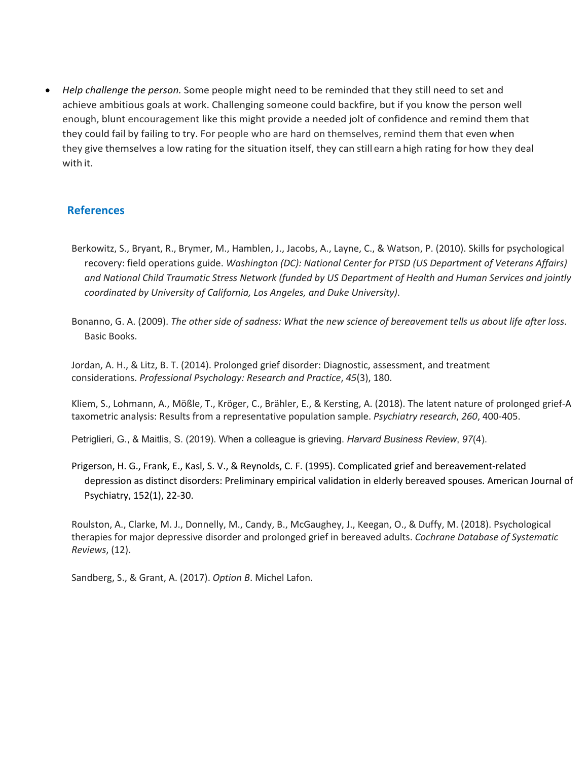- *Help challenge the person.* Some people might need to be reminded that they still need to set and achieve ambitious goals at work. Challenging someone could backfire, but if you know the person well enough, blunt encouragement like this might provide a needed jolt of confidence and remind them that they could fail by failing to try. For people who are hard on themselves, remind them that even when they give themselves a low rating for the situation itself, they can still earn a high rating for how they deal with it.

## References

Berkowitz, S., Bryant, R., Brymer, M., Hamblen, J., Jacobs, A., Layne, C., & Watson, P. (2010). Skills for psychological recovery: field operations guide. *Washington (DC): National Center for PTSD (US Department of Veterans Affairs) and National Child Traumatic Stress Network (funded by US Department of Health and Human Services and jointly coordinated by University of California, Los Angeles, and Duke University)*.

Bonanno, G. A. (2009). *The other side of sadness: What the new science of bereavement tells us about life after loss*. Basic Books.

Jordan, A. H., & Litz, B. T. (2014). Prolonged grief disorder: Diagnostic, assessment, and treatment considerations. *Professional Psychology: Research and Practice*, *45*(3), 180.

Kliem, S., Lohmann, A., Mößle, T., Kröger, C., Brähler, E., & Kersting, A. (2018). The latent nature of prolonged grief-A taxometric analysis: Results from a representative population sample. *Psychiatry research*, *260*, 400-405.

Petriglieri, G., & Maitlis, S. (2019). When a colleague is grieving. *Harvard Business Review*, *97*(4).

Prigerson, H. G., Frank, E., Kasl, S. V., & Reynolds, C. F. (1995). Complicated grief and bereavement-related depression as distinct disorders: Preliminary empirical validation in elderly bereaved spouses. American Journal of Psychiatry, 152(1), 22-30.

Roulston, A., Clarke, M. J., Donnelly, M., Candy, B., McGaughey, J., Keegan, O., & Duffy, M. (2018). Psychological therapies for major depressive disorder and prolonged grief in bereaved adults. *Cochrane Database of Systematic Reviews*, (12).

Sandberg, S., & Grant, A. (2017). *Option B*. Michel Lafon.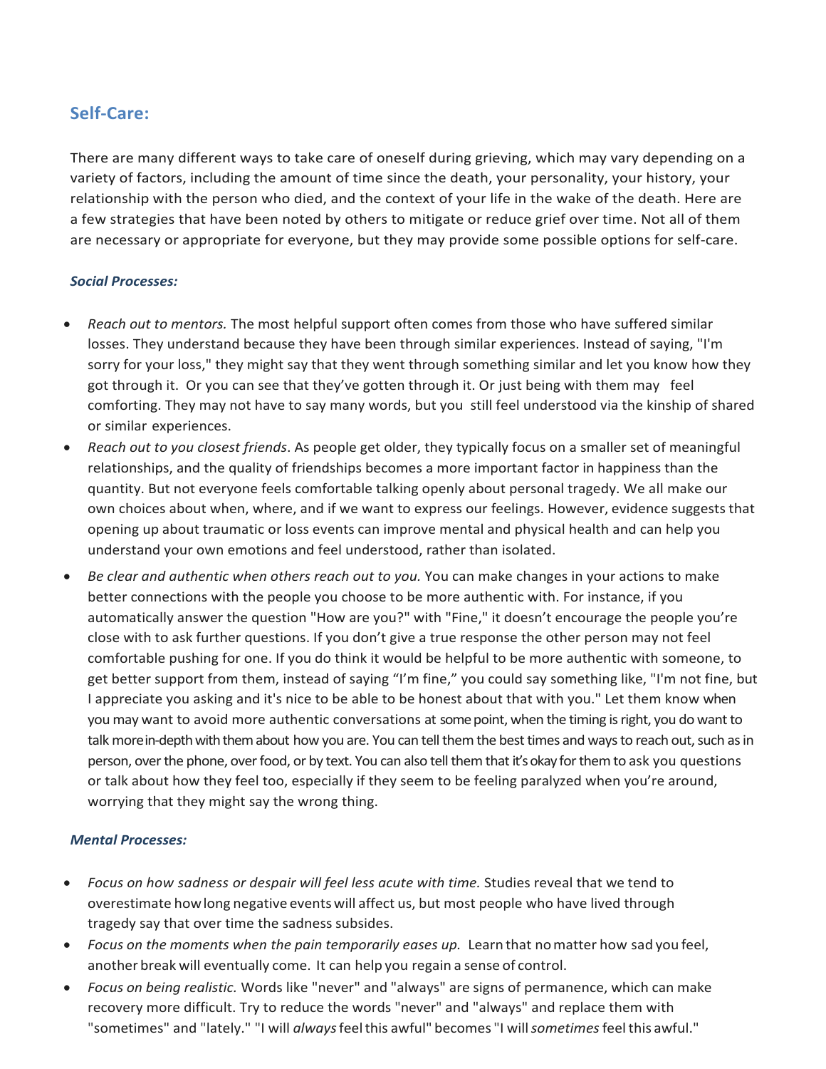## Self-Care:

There are many different ways to take care of oneself during grieving, which may vary depending on a variety of factors, including the amount of time since the death, your personality, your history, your relationship with the person who died, and the context of your life in the wake of the death. Here are a few strategies that have been noted by others to mitigate or reduce grief over time. Not all of them are necessary or appropriate for everyone, but they may provide some possible options for self-care.

### *Social Processes:*

- *Reach out to mentors.* The most helpful support often comes from those who have suffered similar losses. They understand because they have been through similar experiences. Instead of saying, "I'm sorry for your loss," they might say that they went through something similar and let you know how they got through it. Or you can see that they've gotten through it. Or just being with them may feel comforting. They may not have to say many words, but you still feel understood via the kinship of shared or similar experiences.
- *Reach out to you closest friends*. As people get older, they typically focus on a smaller set of meaningful relationships, and the quality of friendships becomes a more important factor in happiness than the quantity. But not everyone feels comfortable talking openly about personal tragedy. We all make our own choices about when, where, and if we want to express our feelings. However, evidence suggests that opening up about traumatic or loss events can improve mental and physical health and can help you understand your own emotions and feel understood, rather than isolated.
- *Be clear and authentic when others reach out to you.* You can make changes in your actions to make better connections with the people you choose to be more authentic with. For instance, if you automatically answer the question "How are you?" with "Fine," it doesn't encourage the people you're close with to ask further questions. If you don't give a true response the other person may not feel comfortable pushing for one. If you do think it would be helpful to be more authentic with someone, to get better support from them, instead of saying "I'm fine," you could say something like, "I'm not fine, but I appreciate you asking and it's nice to be able to be honest about that with you." Let them know when you may want to avoid more authentic conversations at some point, when the timing is right, you do want to talk more in-depth with them about how you are. You can tell them the best times and ways to reach out, such as in person, over the phone, over food, or by text. You can also tell them that it's okay for them to ask you questions or talk about how they feel too, especially if they seem to be feeling paralyzed when you're around, worrying that they might say the wrong thing.

### *Mental Processes:*

- *Focus on how sadness or despair will feel less acute with time.* Studies reveal that we tend to overestimate how long negative events will affect us, but most people who have lived through tragedy say that over time the sadness subsides.
- *Focus on the moments when the pain temporarily eases up.* Learn that no matter how sad you feel, another break will eventually come. It can help you regain a sense of control.
- *Focus on being realistic.* Words like "never" and "always" are signs of permanence, which can make recovery more difficult. Try to reduce the words "never" and "always" and replace them with "sometimes" and "lately." "I will *always* feel this awful" becomes "I will *sometimes* feel this awful."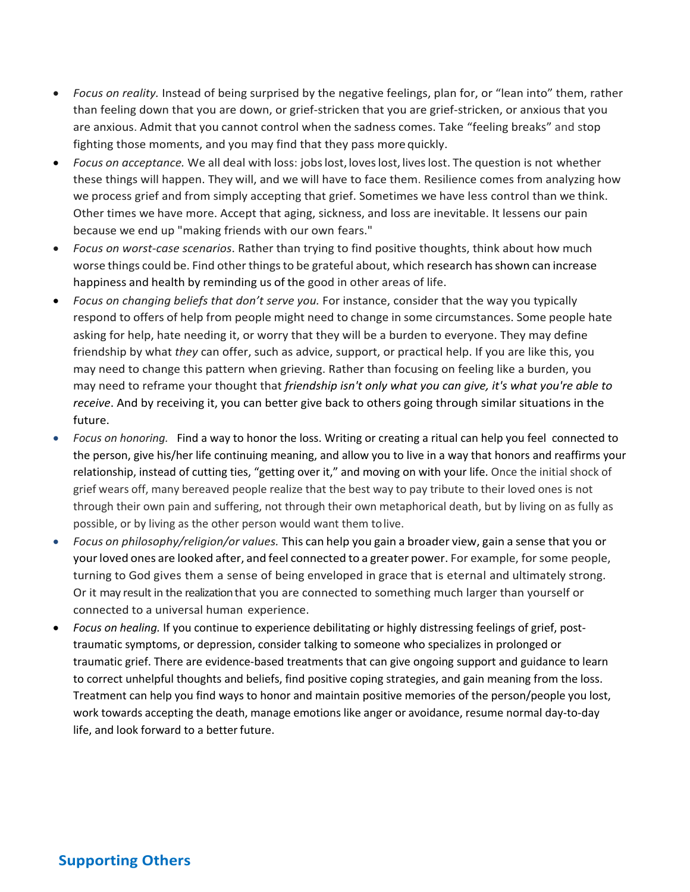- *Focus on reality.* Instead of being surprised by the negative feelings, plan for, or "lean into" them, rather than feeling down that you are down, or grief-stricken that you are grief-stricken, or anxious that you are anxious. Admit that you cannot control when the sadness comes. Take "feeling breaks" and stop fighting those moments, and you may find that they pass more quickly.
- *Focus on acceptance.* We all deal with loss: jobs lost, loves lost, lives lost. The question is not whether these things will happen. They will, and we will have to face them. Resilience comes from analyzing how we process grief and from simply accepting that grief. Sometimes we have less control than we think. Other times we have more. Accept that aging, sickness, and loss are inevitable. It lessens our pain because we end up "making friends with our own fears."
- *Focus on worst-case scenarios*. Rather than trying to find positive thoughts, think about how much worse things could be. Find other things to be grateful about, which research has shown can increase happiness and health by reminding us of the good in other areas of life.
- *Focus on changing beliefs that don't serve you.* For instance, consider that the way you typically respond to offers of help from people might need to change in some circumstances. Some people hate asking for help, hate needing it, or worry that they will be a burden to everyone. They may define friendship by what *they* can offer, such as advice, support, or practical help. If you are like this, you may need to change this pattern when grieving. Rather than focusing on feeling like a burden, you may need to reframe your thought that *friendship isn't only what you can give, it's what you're able to receive*. And by receiving it, you can better give back to others going through similar situations in the future.
- *Focus on honoring.* Find a way to honor the loss. Writing or creating a ritual can help you feel connected to the person, give his/her life continuing meaning, and allow you to live in a way that honors and reaffirms your relationship, instead of cutting ties, "getting over it," and moving on with your life. Once the initial shock of grief wears off, many bereaved people realize that the best way to pay tribute to their loved ones is not through their own pain and suffering, not through their own metaphorical death, but by living on as fully as possible, or by living as the other person would want them to live.
- *Focus on philosophy/religion/or values.* This can help you gain a broader view, gain a sense that you or your loved ones are looked after, and feel connected to a greater power. For example, for some people, turning to God gives them a sense of being enveloped in grace that is eternal and ultimately strong. Or it may result in the realization that you are connected to something much larger than yourself or connected to a universal human experience.
- *Focus on healing.* If you continue to experience debilitating or highly distressing feelings of grief, post-traumatic symptoms, or depression, consider talking to someone who specializes in prolonged or traumatic grief. There are evidence-based treatments that can give ongoing support and guidance to learn to correct unhelpful thoughts and beliefs, find positive coping strategies, and gain meaning from the loss. Treatment can help you find ways to honor and maintain positive memories of the person/people you lost, work towards accepting the death, manage emotions like anger or avoidance, resume normal day-to-day life, and look forward to a better future.

## Supporting Others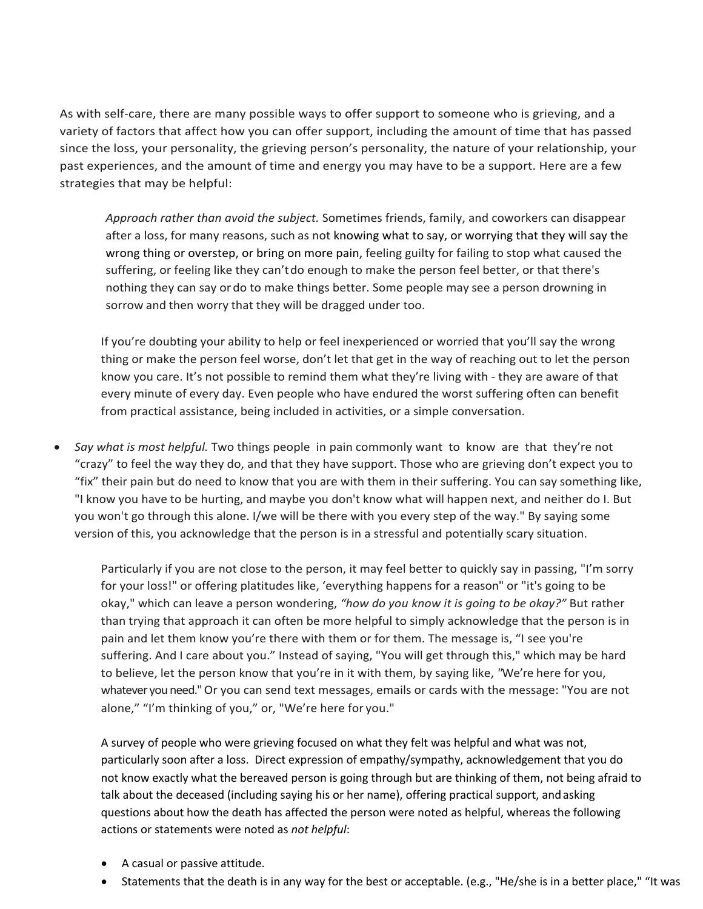As with self-care, there are many possible ways to offer support to someone who is grieving, and a variety of factors that affect how you can offer support, including the amount of time that has passed since the loss, your personality, the grieving person's personality, the nature of your relationship, your past experiences, and the amount of time and energy you may have to be a support. Here are a few strategies that may be helpful:

*Approach rather than avoid the subject.* Sometimes friends, family, and coworkers can disappear after a loss, for many reasons, such as not knowing what to say, or worrying that they will say the wrong thing or overstep, or bring on more pain, feeling guilty for failing to stop what caused the suffering, or feeling like they can't do enough to make the person feel better, or that there's nothing they can say or do to make things better. Some people may see a person drowning in sorrow and then worry that they will be dragged under too.

If you're doubting your ability to help or feel inexperienced or worried that you'll say the wrong thing or make the person feel worse, don't let that get in the way of reaching out to let the person know you care. It's not possible to remind them what they're living with - they are aware of that every minute of every day. Even people who have endured the worst suffering often can benefit from practical assistance, being included in activities, or a simple conversation.

- *Say what is most helpful.* Two things people in pain commonly want to know are that they're not "crazy" to feel the way they do, and that they have support. Those who are grieving don't expect you to "fix" their pain but do need to know that you are with them in their suffering. You can say something like, "I know you have to be hurting, and maybe you don't know what will happen next, and neither do I. But you won't go through this alone. I/we will be there with you every step of the way." By saying some version of this, you acknowledge that the person is in a stressful and potentially scary situation.

  Particularly if you are not close to the person, it may feel better to quickly say in passing, "I'm sorry for your loss!" or offering platitudes like, 'everything happens for a reason" or "it's going to be okay," which can leave a person wondering, *"how do you know it is going to be okay?"* But rather than trying that approach it can often be more helpful to simply acknowledge that the person is in pain and let them know you're there with them or for them. The message is, "I see you're suffering. And I care about you." Instead of saying, "You will get through this," which may be hard to believe, let the person know that you're in it with them, by saying like, "We're here for you, whatever you need." Or you can send text messages, emails or cards with the message: "You are not alone," "I'm thinking of you," or, "We're here for you."

  A survey of people who were grieving focused on what they felt was helpful and what was not, particularly soon after a loss. Direct expression of empathy/sympathy, acknowledgement that you do not know exactly what the bereaved person is going through but are thinking of them, not being afraid to talk about the deceased (including saying his or her name), offering practical support, and asking questions about how the death has affected the person were noted as helpful, whereas the following actions or statements were noted as *not helpful*:

  - A casual or passive attitude.
  - Statements that the death is in any way for the best or acceptable. (e.g., "He/she is in a better place," "It was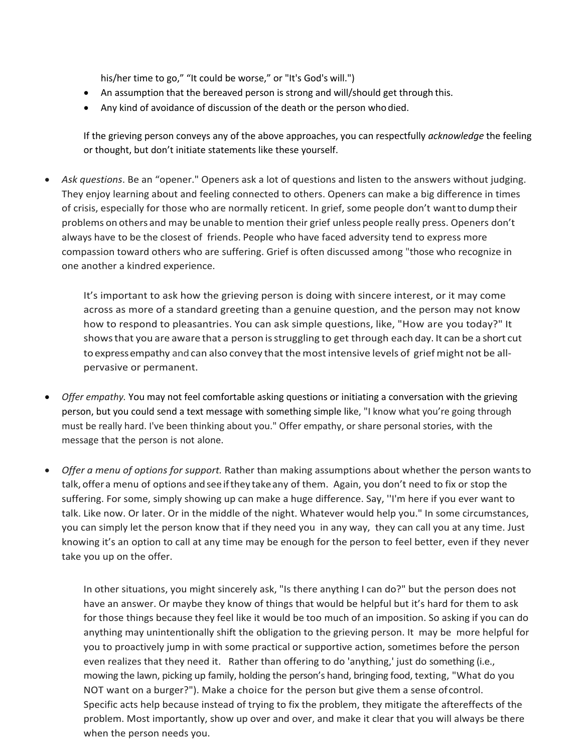his/her time to go," "It could be worse," or "It's God's will.")

- An assumption that the bereaved person is strong and will/should get through this.
- Any kind of avoidance of discussion of the death or the person who died.

  If the grieving person conveys any of the above approaches, you can respectfully *acknowledge* the feeling or thought, but don't initiate statements like these yourself.

- *Ask questions*. Be an "opener." Openers ask a lot of questions and listen to the answers without judging. They enjoy learning about and feeling connected to others. Openers can make a big difference in times of crisis, especially for those who are normally reticent. In grief, some people don't want to dump their problems on others and may be unable to mention their grief unless people really press. Openers don't always have to be the closest of friends. People who have faced adversity tend to express more compassion toward others who are suffering. Grief is often discussed among "those who recognize in one another a kindred experience.

  It's important to ask how the grieving person is doing with sincere interest, or it may come across as more of a standard greeting than a genuine question, and the person may not know how to respond to pleasantries. You can ask simple questions, like, "How are you today?" It shows that you are aware that a person is struggling to get through each day. It can be a short cut to express empathy and can also convey that the most intensive levels of grief might not be all-pervasive or permanent.

- *Offer empathy.* You may not feel comfortable asking questions or initiating a conversation with the grieving person, but you could send a text message with something simple like, "I know what you're going through must be really hard. I've been thinking about you." Offer empathy, or share personal stories, with the message that the person is not alone.

- *Offer a menu of options for support.* Rather than making assumptions about whether the person wants to talk, offer a menu of options and see if they take any of them. Again, you don't need to fix or stop the suffering. For some, simply showing up can make a huge difference. Say, "I'm here if you ever want to talk. Like now. Or later. Or in the middle of the night. Whatever would help you." In some circumstances, you can simply let the person know that if they need you in any way, they can call you at any time. Just knowing it's an option to call at any time may be enough for the person to feel better, even if they never take you up on the offer.

  In other situations, you might sincerely ask, "Is there anything I can do?" but the person does not have an answer. Or maybe they know of things that would be helpful but it's hard for them to ask for those things because they feel like it would be too much of an imposition. So asking if you can do anything may unintentionally shift the obligation to the grieving person. It may be more helpful for you to proactively jump in with some practical or supportive action, sometimes before the person even realizes that they need it. Rather than offering to do 'anything,' just do something (i.e., mowing the lawn, picking up family, holding the person's hand, bringing food, texting, "What do you NOT want on a burger?"). Make a choice for the person but give them a sense of control. Specific acts help because instead of trying to fix the problem, they mitigate the aftereffects of the problem. Most importantly, show up over and over, and make it clear that you will always be there when the person needs you.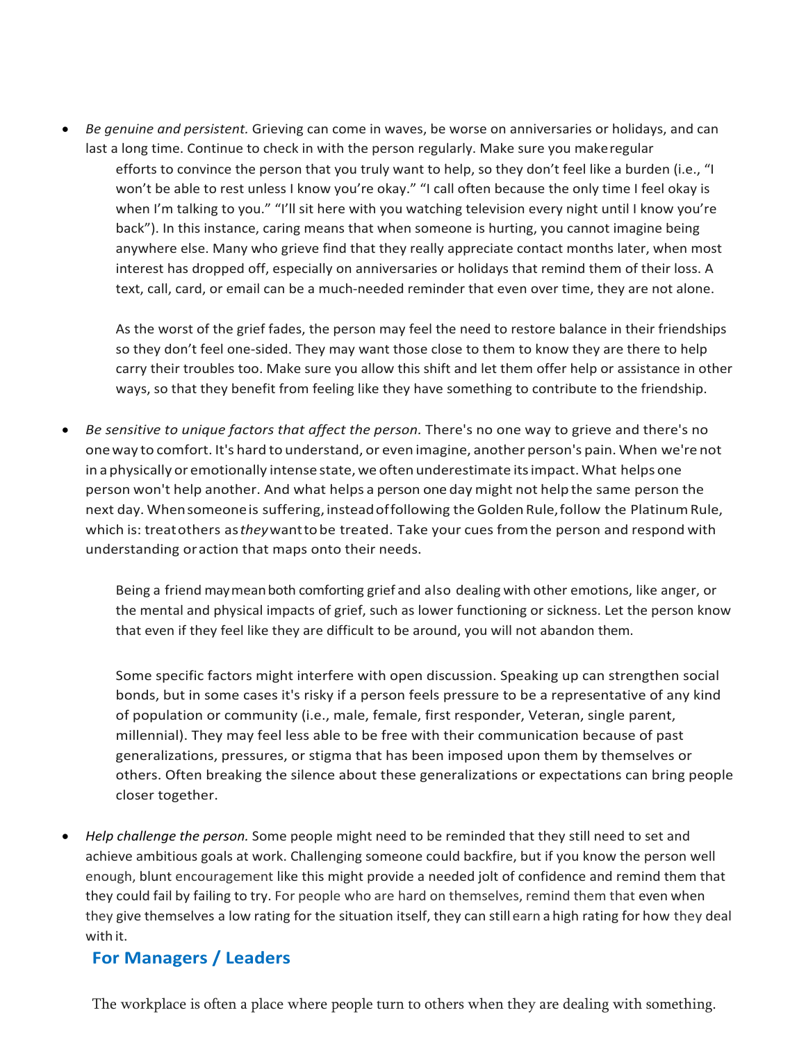- *Be genuine and persistent.* Grieving can come in waves, be worse on anniversaries or holidays, and can last a long time. Continue to check in with the person regularly. Make sure you make regular efforts to convince the person that you truly want to help, so they don't feel like a burden (i.e., "I won't be able to rest unless I know you're okay." "I call often because the only time I feel okay is when I'm talking to you." "I'll sit here with you watching television every night until I know you're back"). In this instance, caring means that when someone is hurting, you cannot imagine being anywhere else. Many who grieve find that they really appreciate contact months later, when most interest has dropped off, especially on anniversaries or holidays that remind them of their loss. A text, call, card, or email can be a much-needed reminder that even over time, they are not alone.

  As the worst of the grief fades, the person may feel the need to restore balance in their friendships so they don't feel one-sided. They may want those close to them to know they are there to help carry their troubles too. Make sure you allow this shift and let them offer help or assistance in other ways, so that they benefit from feeling like they have something to contribute to the friendship.

- *Be sensitive to unique factors that affect the person.* There's no one way to grieve and there's no one way to comfort. It's hard to understand, or even imagine, another person's pain. When we're not in a physically or emotionally intense state, we often underestimate its impact. What helps one person won't help another. And what helps a person one day might not help the same person the next day. When someone is suffering, instead of following the Golden Rule, follow the Platinum Rule, which is: treat others as *they* want to be treated. Take your cues from the person and respond with understanding or action that maps onto their needs.

  Being a friend may mean both comforting grief and also dealing with other emotions, like anger, or the mental and physical impacts of grief, such as lower functioning or sickness. Let the person know that even if they feel like they are difficult to be around, you will not abandon them.

  Some specific factors might interfere with open discussion. Speaking up can strengthen social bonds, but in some cases it's risky if a person feels pressure to be a representative of any kind of population or community (i.e., male, female, first responder, Veteran, single parent, millennial). They may feel less able to be free with their communication because of past generalizations, pressures, or stigma that has been imposed upon them by themselves or others. Often breaking the silence about these generalizations or expectations can bring people closer together.

- *Help challenge the person.* Some people might need to be reminded that they still need to set and achieve ambitious goals at work. Challenging someone could backfire, but if you know the person well enough, blunt encouragement like this might provide a needed jolt of confidence and remind them that they could fail by failing to try. For people who are hard on themselves, remind them that even when they give themselves a low rating for the situation itself, they can still earn a high rating for how they deal with it.

## For Managers / Leaders

The workplace is often a place where people turn to others when they are dealing with something.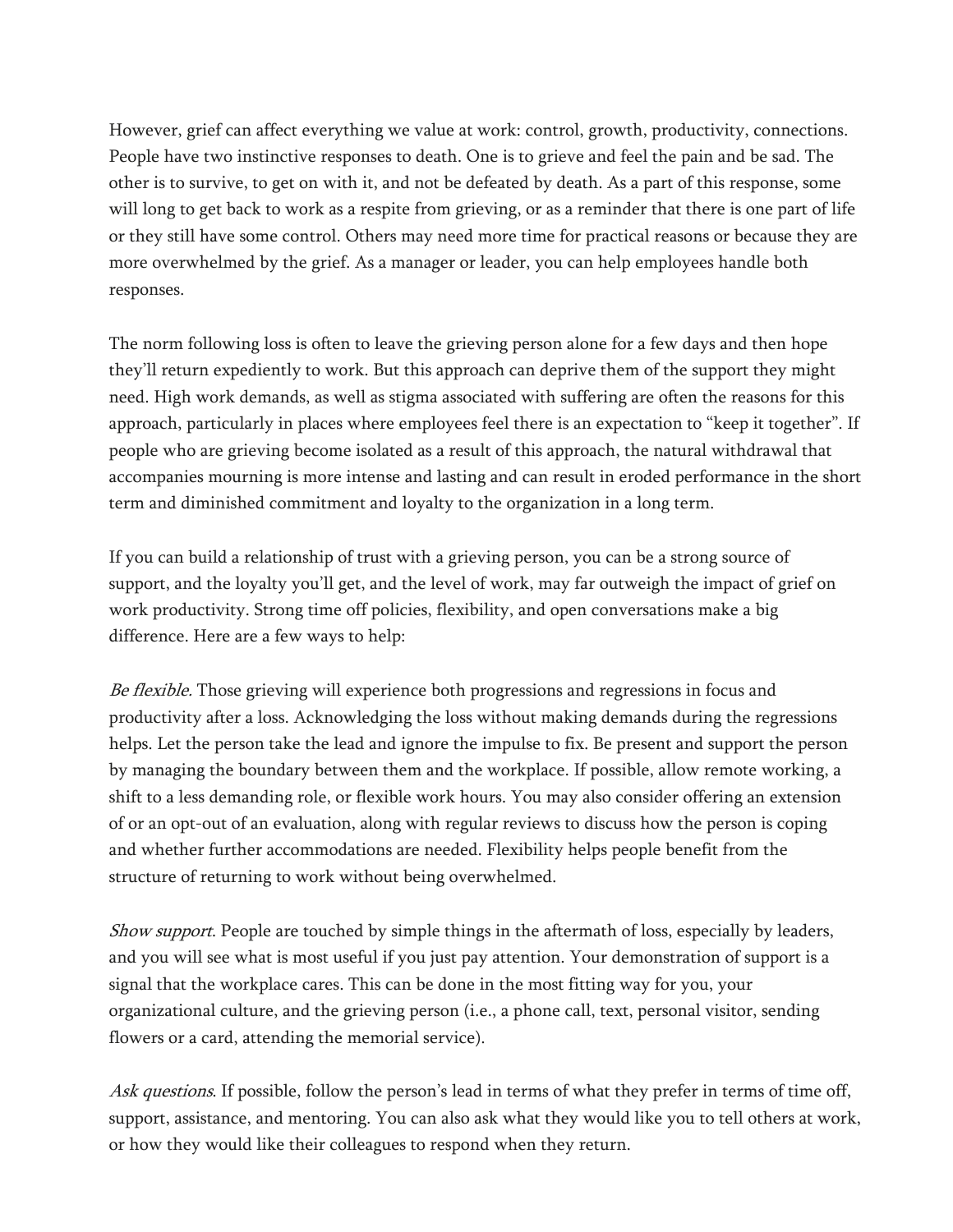However, grief can affect everything we value at work: control, growth, productivity, connections. People have two instinctive responses to death. One is to grieve and feel the pain and be sad. The other is to survive, to get on with it, and not be defeated by death. As a part of this response, some will long to get back to work as a respite from grieving, or as a reminder that there is one part of life or they still have some control. Others may need more time for practical reasons or because they are more overwhelmed by the grief. As a manager or leader, you can help employees handle both responses.

The norm following loss is often to leave the grieving person alone for a few days and then hope they'll return expediently to work. But this approach can deprive them of the support they might need. High work demands, as well as stigma associated with suffering are often the reasons for this approach, particularly in places where employees feel there is an expectation to "keep it together". If people who are grieving become isolated as a result of this approach, the natural withdrawal that accompanies mourning is more intense and lasting and can result in eroded performance in the short term and diminished commitment and loyalty to the organization in a long term.

If you can build a relationship of trust with a grieving person, you can be a strong source of support, and the loyalty you'll get, and the level of work, may far outweigh the impact of grief on work productivity. Strong time off policies, flexibility, and open conversations make a big difference. Here are a few ways to help:

*Be flexible.* Those grieving will experience both progressions and regressions in focus and productivity after a loss. Acknowledging the loss without making demands during the regressions helps. Let the person take the lead and ignore the impulse to fix. Be present and support the person by managing the boundary between them and the workplace. If possible, allow remote working, a shift to a less demanding role, or flexible work hours. You may also consider offering an extension of or an opt-out of an evaluation, along with regular reviews to discuss how the person is coping and whether further accommodations are needed. Flexibility helps people benefit from the structure of returning to work without being overwhelmed.

*Show support*. People are touched by simple things in the aftermath of loss, especially by leaders, and you will see what is most useful if you just pay attention. Your demonstration of support is a signal that the workplace cares. This can be done in the most fitting way for you, your organizational culture, and the grieving person (i.e., a phone call, text, personal visitor, sending flowers or a card, attending the memorial service).

*Ask questions*. If possible, follow the person's lead in terms of what they prefer in terms of time off, support, assistance, and mentoring. You can also ask what they would like you to tell others at work, or how they would like their colleagues to respond when they return.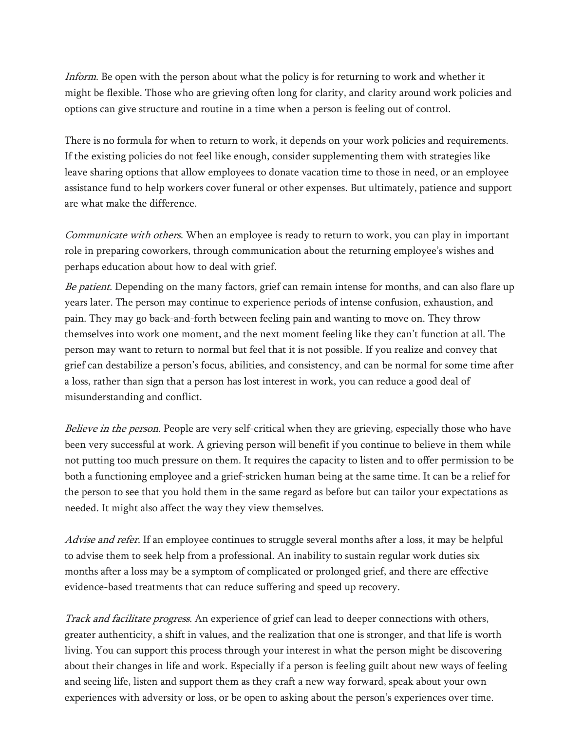*Inform*. Be open with the person about what the policy is for returning to work and whether it might be flexible. Those who are grieving often long for clarity, and clarity around work policies and options can give structure and routine in a time when a person is feeling out of control.

There is no formula for when to return to work, it depends on your work policies and requirements. If the existing policies do not feel like enough, consider supplementing them with strategies like leave sharing options that allow employees to donate vacation time to those in need, or an employee assistance fund to help workers cover funeral or other expenses. But ultimately, patience and support are what make the difference.

*Communicate with others*. When an employee is ready to return to work, you can play in important role in preparing coworkers, through communication about the returning employee's wishes and perhaps education about how to deal with grief.

*Be patient*. Depending on the many factors, grief can remain intense for months, and can also flare up years later. The person may continue to experience periods of intense confusion, exhaustion, and pain. They may go back-and-forth between feeling pain and wanting to move on. They throw themselves into work one moment, and the next moment feeling like they can't function at all. The person may want to return to normal but feel that it is not possible. If you realize and convey that grief can destabilize a person's focus, abilities, and consistency, and can be normal for some time after a loss, rather than sign that a person has lost interest in work, you can reduce a good deal of misunderstanding and conflict.

*Believe in the person*. People are very self-critical when they are grieving, especially those who have been very successful at work. A grieving person will benefit if you continue to believe in them while not putting too much pressure on them. It requires the capacity to listen and to offer permission to be both a functioning employee and a grief-stricken human being at the same time. It can be a relief for the person to see that you hold them in the same regard as before but can tailor your expectations as needed. It might also affect the way they view themselves.

*Advise and refer.* If an employee continues to struggle several months after a loss, it may be helpful to advise them to seek help from a professional. An inability to sustain regular work duties six months after a loss may be a symptom of complicated or prolonged grief, and there are effective evidence-based treatments that can reduce suffering and speed up recovery.

*Track and facilitate progress.* An experience of grief can lead to deeper connections with others, greater authenticity, a shift in values, and the realization that one is stronger, and that life is worth living. You can support this process through your interest in what the person might be discovering about their changes in life and work. Especially if a person is feeling guilt about new ways of feeling and seeing life, listen and support them as they craft a new way forward, speak about your own experiences with adversity or loss, or be open to asking about the person's experiences over time.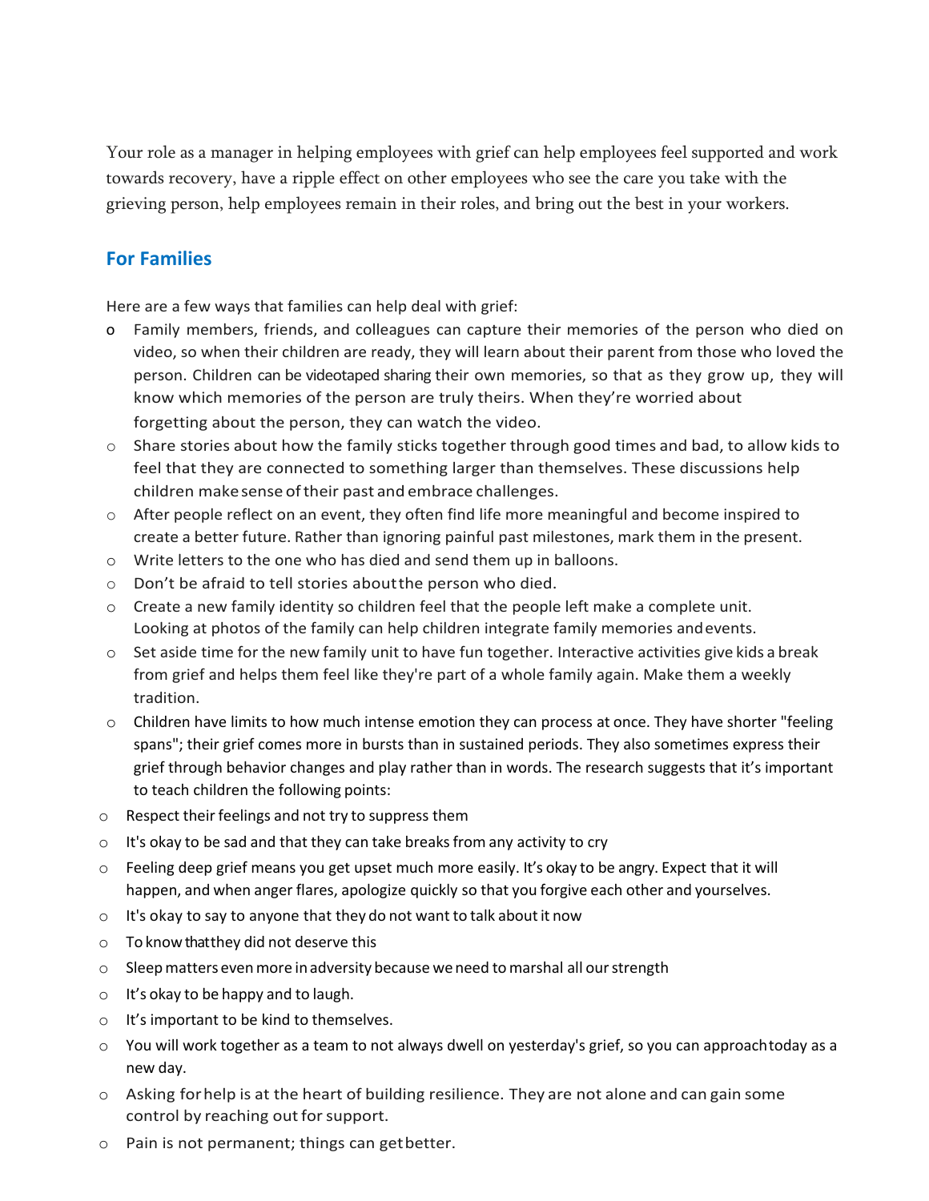Your role as a manager in helping employees with grief can help employees feel supported and work towards recovery, have a ripple effect on other employees who see the care you take with the grieving person, help employees remain in their roles, and bring out the best in your workers.

## For Families

Here are a few ways that families can help deal with grief:

- Family members, friends, and colleagues can capture their memories of the person who died on video, so when their children are ready, they will learn about their parent from those who loved the person. Children can be videotaped sharing their own memories, so that as they grow up, they will know which memories of the person are truly theirs. When they're worried about forgetting about the person, they can watch the video.
- Share stories about how the family sticks together through good times and bad, to allow kids to feel that they are connected to something larger than themselves. These discussions help children make sense of their past and embrace challenges.
- After people reflect on an event, they often find life more meaningful and become inspired to create a better future. Rather than ignoring painful past milestones, mark them in the present.
- Write letters to the one who has died and send them up in balloons.
- Don't be afraid to tell stories about the person who died.
- Create a new family identity so children feel that the people left make a complete unit. Looking at photos of the family can help children integrate family memories and events.
- Set aside time for the new family unit to have fun together. Interactive activities give kids a break from grief and helps them feel like they're part of a whole family again. Make them a weekly tradition.
- Children have limits to how much intense emotion they can process at once. They have shorter "feeling spans"; their grief comes more in bursts than in sustained periods. They also sometimes express their grief through behavior changes and play rather than in words. The research suggests that it's important to teach children the following points:
- Respect their feelings and not try to suppress them
- It's okay to be sad and that they can take breaks from any activity to cry
- Feeling deep grief means you get upset much more easily. It's okay to be angry. Expect that it will happen, and when anger flares, apologize quickly so that you forgive each other and yourselves.
- It's okay to say to anyone that they do not want to talk about it now
- To know that they did not deserve this
- Sleep matters even more in adversity because we need to marshal all our strength
- It's okay to be happy and to laugh.
- It's important to be kind to themselves.
- You will work together as a team to not always dwell on yesterday's grief, so you can approach today as a new day.
- Asking for help is at the heart of building resilience. They are not alone and can gain some control by reaching out for support.
- Pain is not permanent; things can get better.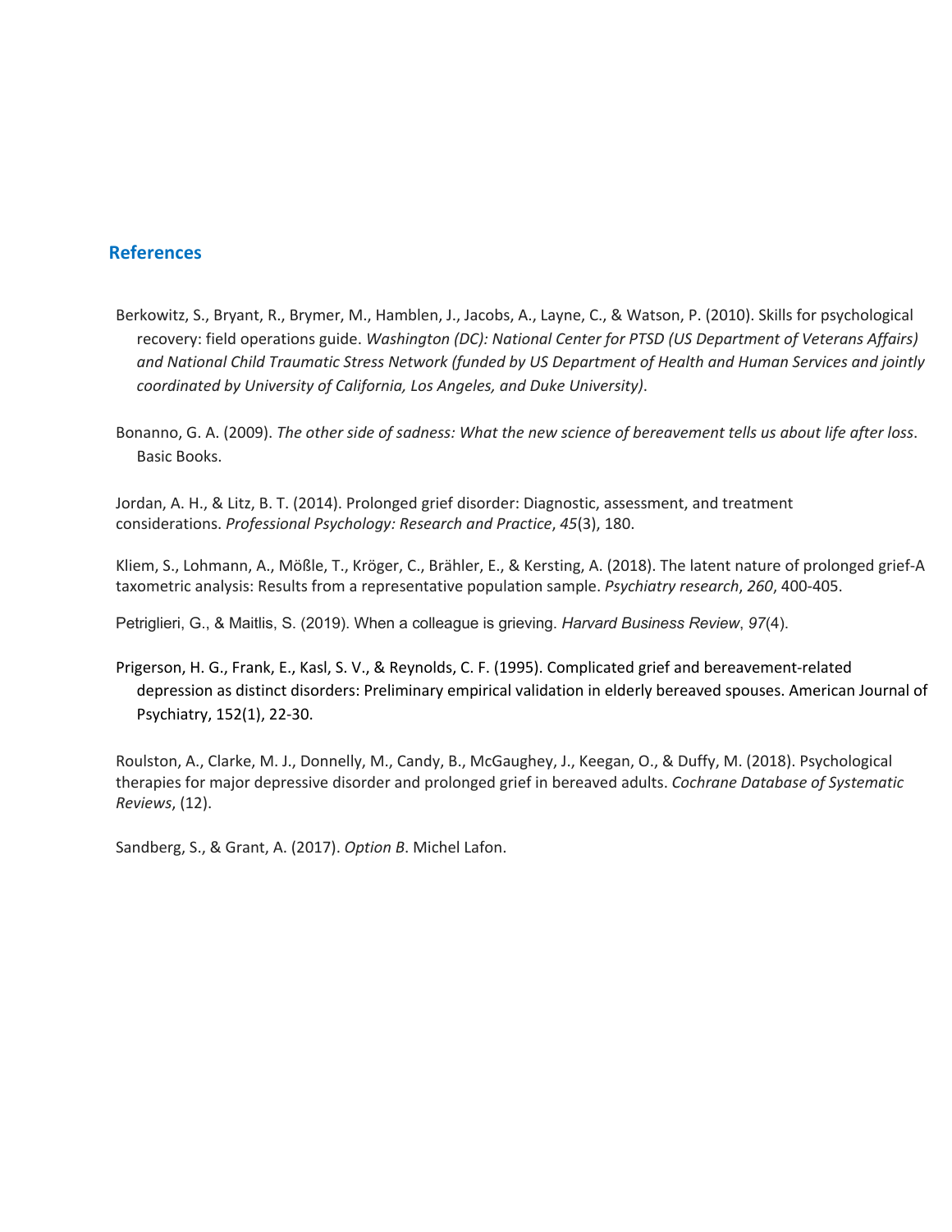## References

Berkowitz, S., Bryant, R., Brymer, M., Hamblen, J., Jacobs, A., Layne, C., & Watson, P. (2010). Skills for psychological recovery: field operations guide. *Washington (DC): National Center for PTSD (US Department of Veterans Affairs) and National Child Traumatic Stress Network (funded by US Department of Health and Human Services and jointly coordinated by University of California, Los Angeles, and Duke University)*.

Bonanno, G. A. (2009). *The other side of sadness: What the new science of bereavement tells us about life after loss*. Basic Books.

Jordan, A. H., & Litz, B. T. (2014). Prolonged grief disorder: Diagnostic, assessment, and treatment considerations. *Professional Psychology: Research and Practice*, *45*(3), 180.

Kliem, S., Lohmann, A., Mößle, T., Kröger, C., Brähler, E., & Kersting, A. (2018). The latent nature of prolonged grief-A taxometric analysis: Results from a representative population sample. *Psychiatry research*, *260*, 400-405.

Petriglieri, G., & Maitlis, S. (2019). When a colleague is grieving. *Harvard Business Review*, *97*(4).

Prigerson, H. G., Frank, E., Kasl, S. V., & Reynolds, C. F. (1995). Complicated grief and bereavement-related depression as distinct disorders: Preliminary empirical validation in elderly bereaved spouses. American Journal of Psychiatry, 152(1), 22-30.

Roulston, A., Clarke, M. J., Donnelly, M., Candy, B., McGaughey, J., Keegan, O., & Duffy, M. (2018). Psychological therapies for major depressive disorder and prolonged grief in bereaved adults. *Cochrane Database of Systematic Reviews*, (12).

Sandberg, S., & Grant, A. (2017). *Option B*. Michel Lafon.